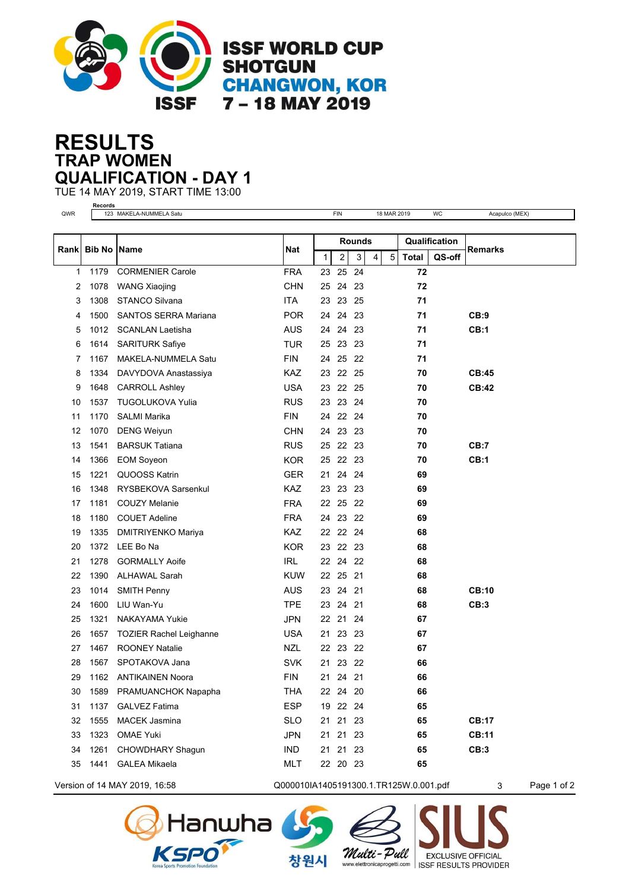# ISSF WORLD CUP SHOTGUN
## CHANGWON, KOR
## 7 – 18 MAY 2019

# RESULTS
## TRAP WOMEN
## QUALIFICATION - DAY 1

TUE 14 MAY 2019, START TIME 13:00

| | Records | | | | |
|---|---|---|---|---|---|
| QWR | 123 MAKELA-NUMMELA Satu | FIN | 18 MAR 2019 | WC | Acapulco (MEX) |

| Rank | Bib No | Name | Nat | Rounds | | | | | Qualification | | Remarks |
|---|---|---|---|---|---|---|---|---|---|---|---|
| | | | | 1 | 2 | 3 | 4 | 5 | Total | QS-off | |
| 1 | 1179 | CORMENIER Carole | FRA | 23 | 25 | 24 | | | 72 | | |
| 2 | 1078 | WANG Xiaojing | CHN | 25 | 24 | 23 | | | 72 | | |
| 3 | 1308 | STANCO Silvana | ITA | 23 | 23 | 25 | | | 71 | | |
| 4 | 1500 | SANTOS SERRA Mariana | POR | 24 | 24 | 23 | | | 71 | | CB:9 |
| 5 | 1012 | SCANLAN Laetisha | AUS | 24 | 24 | 23 | | | 71 | | CB:1 |
| 6 | 1614 | SARITURK Safiye | TUR | 25 | 23 | 23 | | | 71 | | |
| 7 | 1167 | MAKELA-NUMMELA Satu | FIN | 24 | 25 | 22 | | | 71 | | |
| 8 | 1334 | DAVYDOVA Anastassiya | KAZ | 23 | 22 | 25 | | | 70 | | CB:45 |
| 9 | 1648 | CARROLL Ashley | USA | 23 | 22 | 25 | | | 70 | | CB:42 |
| 10 | 1537 | TUGOLUKOVA Yulia | RUS | 23 | 23 | 24 | | | 70 | | |
| 11 | 1170 | SALMI Marika | FIN | 24 | 22 | 24 | | | 70 | | |
| 12 | 1070 | DENG Weiyun | CHN | 24 | 23 | 23 | | | 70 | | |
| 13 | 1541 | BARSUK Tatiana | RUS | 25 | 22 | 23 | | | 70 | | CB:7 |
| 14 | 1366 | EOM Soyeon | KOR | 25 | 22 | 23 | | | 70 | | CB:1 |
| 15 | 1221 | QUOOSS Katrin | GER | 21 | 24 | 24 | | | 69 | | |
| 16 | 1348 | RYSBEKOVA Sarsenkul | KAZ | 23 | 23 | 23 | | | 69 | | |
| 17 | 1181 | COUZY Melanie | FRA | 22 | 25 | 22 | | | 69 | | |
| 18 | 1180 | COUET Adeline | FRA | 24 | 23 | 22 | | | 69 | | |
| 19 | 1335 | DMITRIYENKO Mariya | KAZ | 22 | 22 | 24 | | | 68 | | |
| 20 | 1372 | LEE Bo Na | KOR | 23 | 22 | 23 | | | 68 | | |
| 21 | 1278 | GORMALLY Aoife | IRL | 22 | 24 | 22 | | | 68 | | |
| 22 | 1390 | ALHAWAL Sarah | KUW | 22 | 25 | 21 | | | 68 | | |
| 23 | 1014 | SMITH Penny | AUS | 23 | 24 | 21 | | | 68 | | CB:10 |
| 24 | 1600 | LIU Wan-Yu | TPE | 23 | 24 | 21 | | | 68 | | CB:3 |
| 25 | 1321 | NAKAYAMA Yukie | JPN | 22 | 21 | 24 | | | 67 | | |
| 26 | 1657 | TOZIER Rachel Leighanne | USA | 21 | 23 | 23 | | | 67 | | |
| 27 | 1467 | ROONEY Natalie | NZL | 22 | 23 | 22 | | | 67 | | |
| 28 | 1567 | SPOTAKOVA Jana | SVK | 21 | 23 | 22 | | | 66 | | |
| 29 | 1162 | ANTIKAINEN Noora | FIN | 21 | 24 | 21 | | | 66 | | |
| 30 | 1589 | PRAMUANCHOK Napapha | THA | 22 | 24 | 20 | | | 66 | | |
| 31 | 1137 | GALVEZ Fatima | ESP | 19 | 22 | 24 | | | 65 | | |
| 32 | 1555 | MACEK Jasmina | SLO | 21 | 21 | 23 | | | 65 | | CB:17 |
| 33 | 1323 | OMAE Yuki | JPN | 21 | 21 | 23 | | | 65 | | CB:11 |
| 34 | 1261 | CHOWDHARY Shagun | IND | 21 | 21 | 23 | | | 65 | | CB:3 |
| 35 | 1441 | GALEA Mikaela | MLT | 22 | 20 | 23 | | | 65 | | |

Version of 14 MAY 2019, 16:58 Q000010IA1405191300.1.TR125W.0.001.pdf 3

Hanwha KSPO Korea Sports Promotion Foundation 창원시 Multi-Pull www.elettronicaprogetti.com SIUS EXCLUSIVE OFFICIAL ISSF RESULTS PROVIDER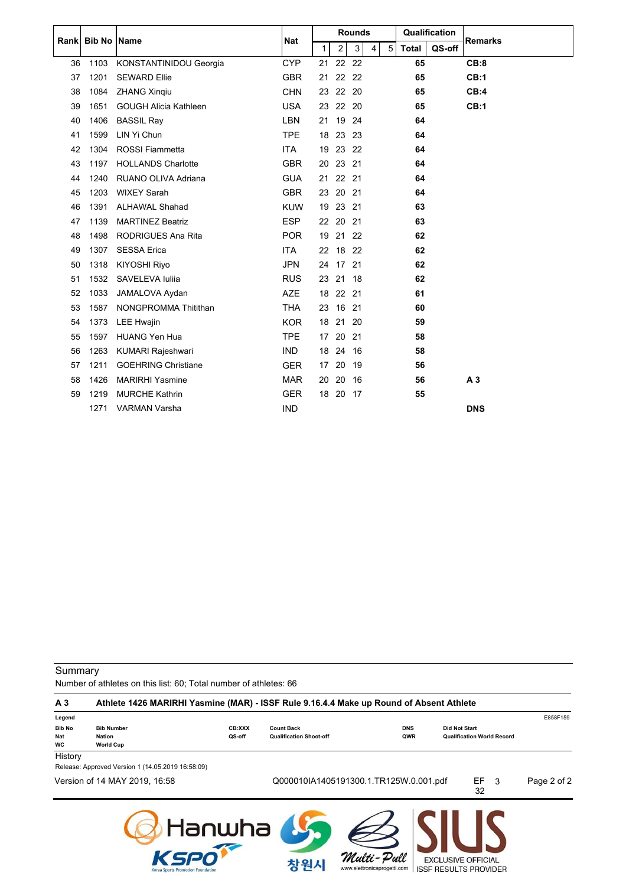| Rank | Bib No | Name | Nat | Rounds | | | | | Qualification | | Remarks |
|---|---|---|---|---|---|---|---|---|---|---|---|
| | | | | 1 | 2 | 3 | 4 | 5 | Total | QS-off | |
| 36 | 1103 | KONSTANTINIDOU Georgia | CYP | 21 | 22 | 22 | | | **65** | | **CB:8** |
| 37 | 1201 | SEWARD Ellie | GBR | 21 | 22 | 22 | | | **65** | | **CB:1** |
| 38 | 1084 | ZHANG Xinqiu | CHN | 23 | 22 | 20 | | | **65** | | **CB:4** |
| 39 | 1651 | GOUGH Alicia Kathleen | USA | 23 | 22 | 20 | | | **65** | | **CB:1** |
| 40 | 1406 | BASSIL Ray | LBN | 21 | 19 | 24 | | | **64** | | |
| 41 | 1599 | LIN Yi Chun | TPE | 18 | 23 | 23 | | | **64** | | |
| 42 | 1304 | ROSSI Fiammetta | ITA | 19 | 23 | 22 | | | **64** | | |
| 43 | 1197 | HOLLANDS Charlotte | GBR | 20 | 23 | 21 | | | **64** | | |
| 44 | 1240 | RUANO OLIVA Adriana | GUA | 21 | 22 | 21 | | | **64** | | |
| 45 | 1203 | WIXEY Sarah | GBR | 23 | 20 | 21 | | | **64** | | |
| 46 | 1391 | ALHAWAL Shahad | KUW | 19 | 23 | 21 | | | **63** | | |
| 47 | 1139 | MARTINEZ Beatriz | ESP | 22 | 20 | 21 | | | **63** | | |
| 48 | 1498 | RODRIGUES Ana Rita | POR | 19 | 21 | 22 | | | **62** | | |
| 49 | 1307 | SESSA Erica | ITA | 22 | 18 | 22 | | | **62** | | |
| 50 | 1318 | KIYOSHI Riyo | JPN | 24 | 17 | 21 | | | **62** | | |
| 51 | 1532 | SAVELEVA Iuliia | RUS | 23 | 21 | 18 | | | **62** | | |
| 52 | 1033 | JAMALOVA Aydan | AZE | 18 | 22 | 21 | | | **61** | | |
| 53 | 1587 | NONGPROMMA Thitithan | THA | 23 | 16 | 21 | | | **60** | | |
| 54 | 1373 | LEE Hwajin | KOR | 18 | 21 | 20 | | | **59** | | |
| 55 | 1597 | HUANG Yen Hua | TPE | 17 | 20 | 21 | | | **58** | | |
| 56 | 1263 | KUMARI Rajeshwari | IND | 18 | 24 | 16 | | | **58** | | |
| 57 | 1211 | GOEHRING Christiane | GER | 17 | 20 | 19 | | | **56** | | |
| 58 | 1426 | MARIRHI Yasmine | MAR | 20 | 20 | 16 | | | **56** | | **A 3** |
| 59 | 1219 | MURCHE Kathrin | GER | 18 | 20 | 17 | | | **55** | | |
| | 1271 | VARMAN Varsha | IND | | | | | | | | **DNS** |

Summary

Number of athletes on this list: 60; Total number of athletes: 66

**A 3** **Athlete 1426 MARIRHI Yasmine (MAR) - ISSF Rule 9.16.4.4 Make up Round of Absent Athlete**

**Legend**

| | | | | | |
|---|---|---|---|---|---|
| **Bib No** | **Bib Number** | **CB:XXX** | **Count Back** | **DNS** | **Did Not Start** |
| **Nat** | **Nation** | **QS-off** | **Qualification Shoot-off** | **QWR** | **Qualification World Record** |
| **WC** | **World Cup** | | | | |

E858F159

History

Release: Approved Version 1 (14.05.2019 16:58:09)

Version of 14 MAY 2019, 16:58 Q000010IA1405191300.1.TR125W.0.001.pdf EF 32 3